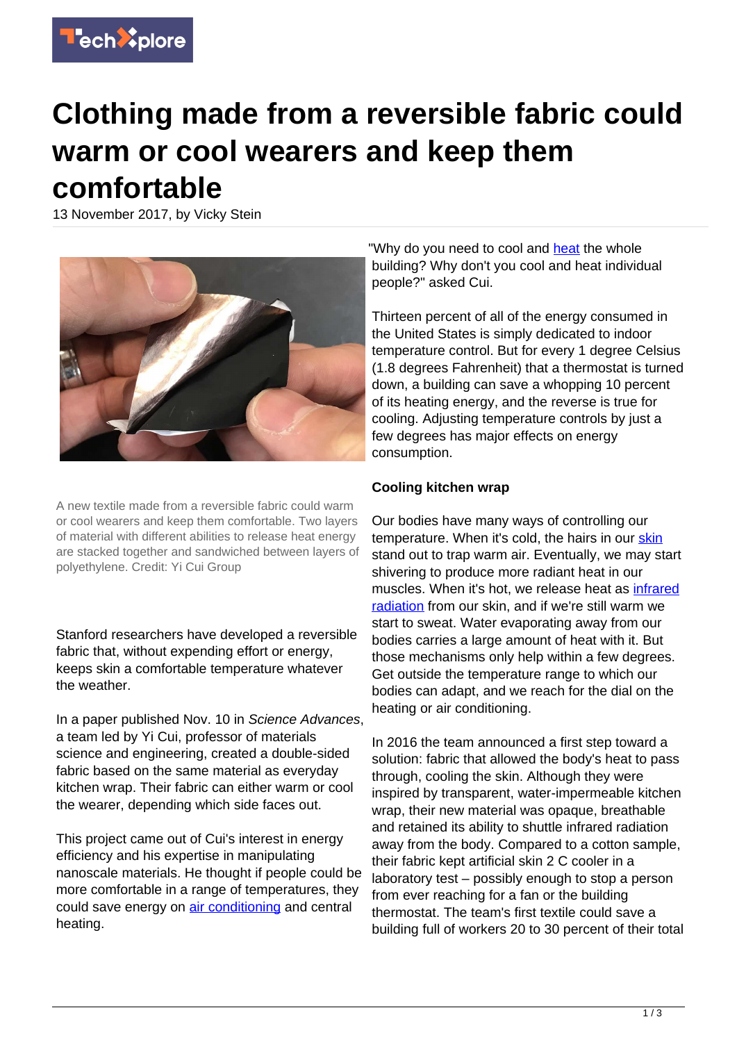# Clothing made from a reversible fabric could warm or cool wearers and keep them comfortable

13 November 2017, by Vicky Stein

A new textile made from a reversible fabric could warm or cool wearers and keep them comfortable. Two layers of material with different abilities to release heat energy are stacked together and sandwiched between layers of polyethylene. Credit: Yi Cui Group

Stanford researchers have developed a reversible fabric that, without expending effort or energy, keeps skin a comfortable temperature whatever the weather.

In a paper published Nov. 10 in *Science Advances*, a team led by Yi Cui, professor of materials science and engineering, created a double-sided fabric based on the same material as everyday kitchen wrap. Their fabric can either warm or cool the wearer, depending which side faces out.

This project came out of Cui's interest in energy efficiency and his expertise in manipulating nanoscale materials. He thought if people could be more comfortable in a range of temperatures, they could save energy on air conditioning and central heating.

"Why do you need to cool and heat the whole building? Why don't you cool and heat individual people?" asked Cui.

Thirteen percent of all of the energy consumed in the United States is simply dedicated to indoor temperature control. But for every 1 degree Celsius (1.8 degrees Fahrenheit) that a thermostat is turned down, a building can save a whopping 10 percent of its heating energy, and the reverse is true for cooling. Adjusting temperature controls by just a few degrees has major effects on energy consumption.

**Cooling kitchen wrap**

Our bodies have many ways of controlling our temperature. When it's cold, the hairs in our skin stand out to trap warm air. Eventually, we may start shivering to produce more radiant heat in our muscles. When it's hot, we release heat as infrared radiation from our skin, and if we're still warm we start to sweat. Water evaporating away from our bodies carries a large amount of heat with it. But those mechanisms only help within a few degrees. Get outside the temperature range to which our bodies can adapt, and we reach for the dial on the heating or air conditioning.

In 2016 the team announced a first step toward a solution: fabric that allowed the body's heat to pass through, cooling the skin. Although they were inspired by transparent, water-impermeable kitchen wrap, their new material was opaque, breathable and retained its ability to shuttle infrared radiation away from the body. Compared to a cotton sample, their fabric kept artificial skin 2 C cooler in a laboratory test – possibly enough to stop a person from ever reaching for a fan or the building thermostat. The team's first textile could save a building full of workers 20 to 30 percent of their total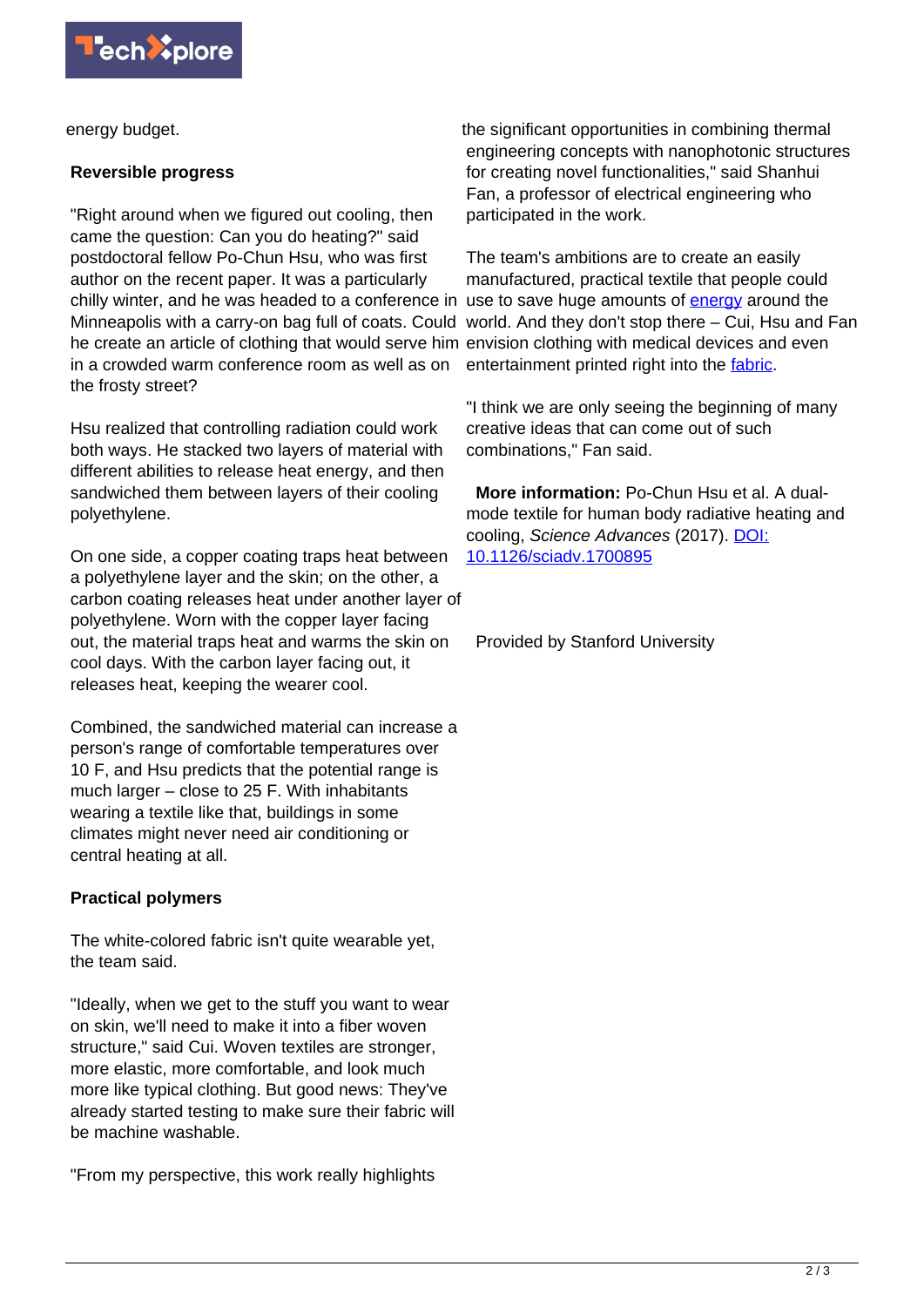energy budget.

**Reversible progress**

"Right around when we figured out cooling, then came the question: Can you do heating?" said postdoctoral fellow Po-Chun Hsu, who was first author on the recent paper. It was a particularly chilly winter, and he was headed to a conference in Minneapolis with a carry-on bag full of coats. Could he create an article of clothing that would serve him in a crowded warm conference room as well as on the frosty street?

Hsu realized that controlling radiation could work both ways. He stacked two layers of material with different abilities to release heat energy, and then sandwiched them between layers of their cooling polyethylene.

On one side, a copper coating traps heat between a polyethylene layer and the skin; on the other, a carbon coating releases heat under another layer of polyethylene. Worn with the copper layer facing out, the material traps heat and warms the skin on cool days. With the carbon layer facing out, it releases heat, keeping the wearer cool.

Combined, the sandwiched material can increase a person's range of comfortable temperatures over 10 F, and Hsu predicts that the potential range is much larger – close to 25 F. With inhabitants wearing a textile like that, buildings in some climates might never need air conditioning or central heating at all.

**Practical polymers**

The white-colored fabric isn't quite wearable yet, the team said.

"Ideally, when we get to the stuff you want to wear on skin, we'll need to make it into a fiber woven structure," said Cui. Woven textiles are stronger, more elastic, more comfortable, and look much more like typical clothing. But good news: They've already started testing to make sure their fabric will be machine washable.

"From my perspective, this work really highlights the significant opportunities in combining thermal engineering concepts with nanophotonic structures for creating novel functionalities," said Shanhui Fan, a professor of electrical engineering who participated in the work.

The team's ambitions are to create an easily manufactured, practical textile that people could use to save huge amounts of energy around the world. And they don't stop there – Cui, Hsu and Fan envision clothing with medical devices and even entertainment printed right into the fabric.

"I think we are only seeing the beginning of many creative ideas that can come out of such combinations," Fan said.

**More information:** Po-Chun Hsu et al. A dual-mode textile for human body radiative heating and cooling, *Science Advances* (2017). DOI: 10.1126/sciadv.1700895

Provided by Stanford University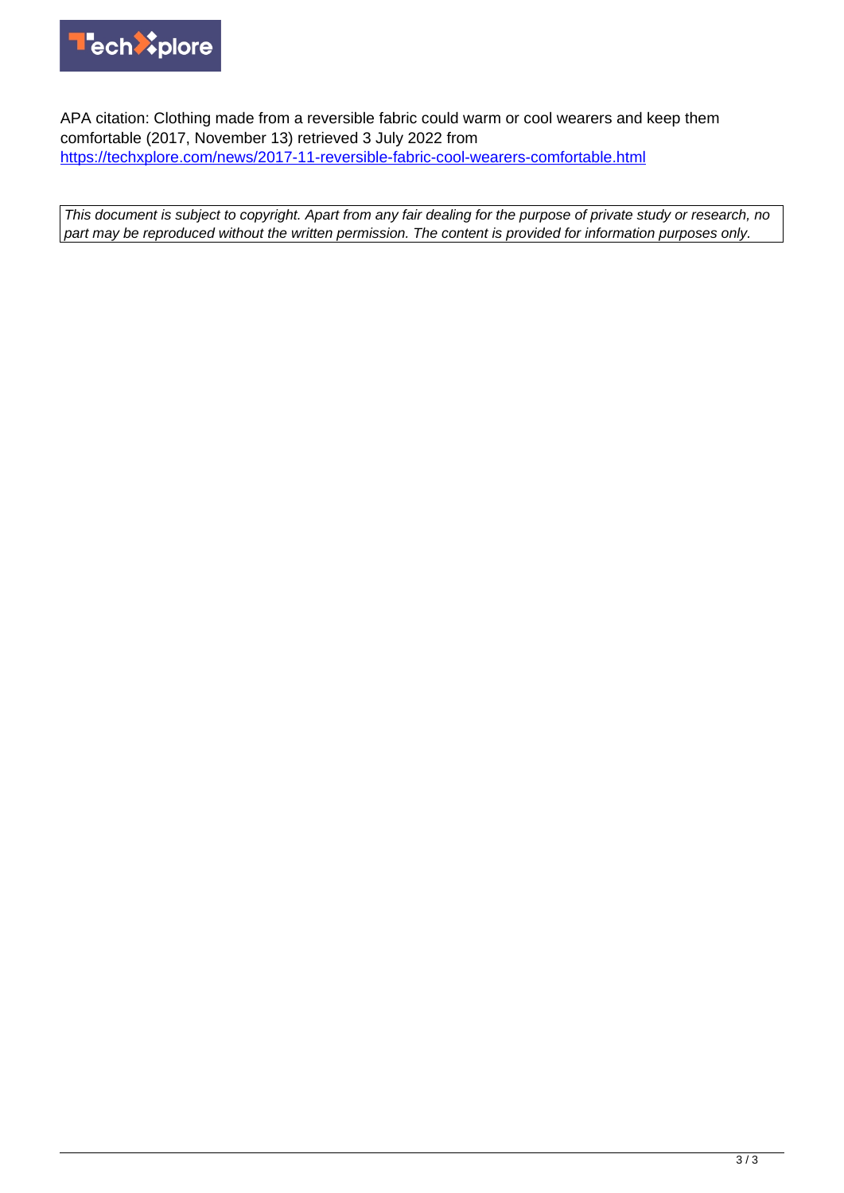APA citation: Clothing made from a reversible fabric could warm or cool wearers and keep them comfortable (2017, November 13) retrieved 3 July 2022 from https://techxplore.com/news/2017-11-reversible-fabric-cool-wearers-comfortable.html

*This document is subject to copyright. Apart from any fair dealing for the purpose of private study or research, no part may be reproduced without the written permission. The content is provided for information purposes only.*